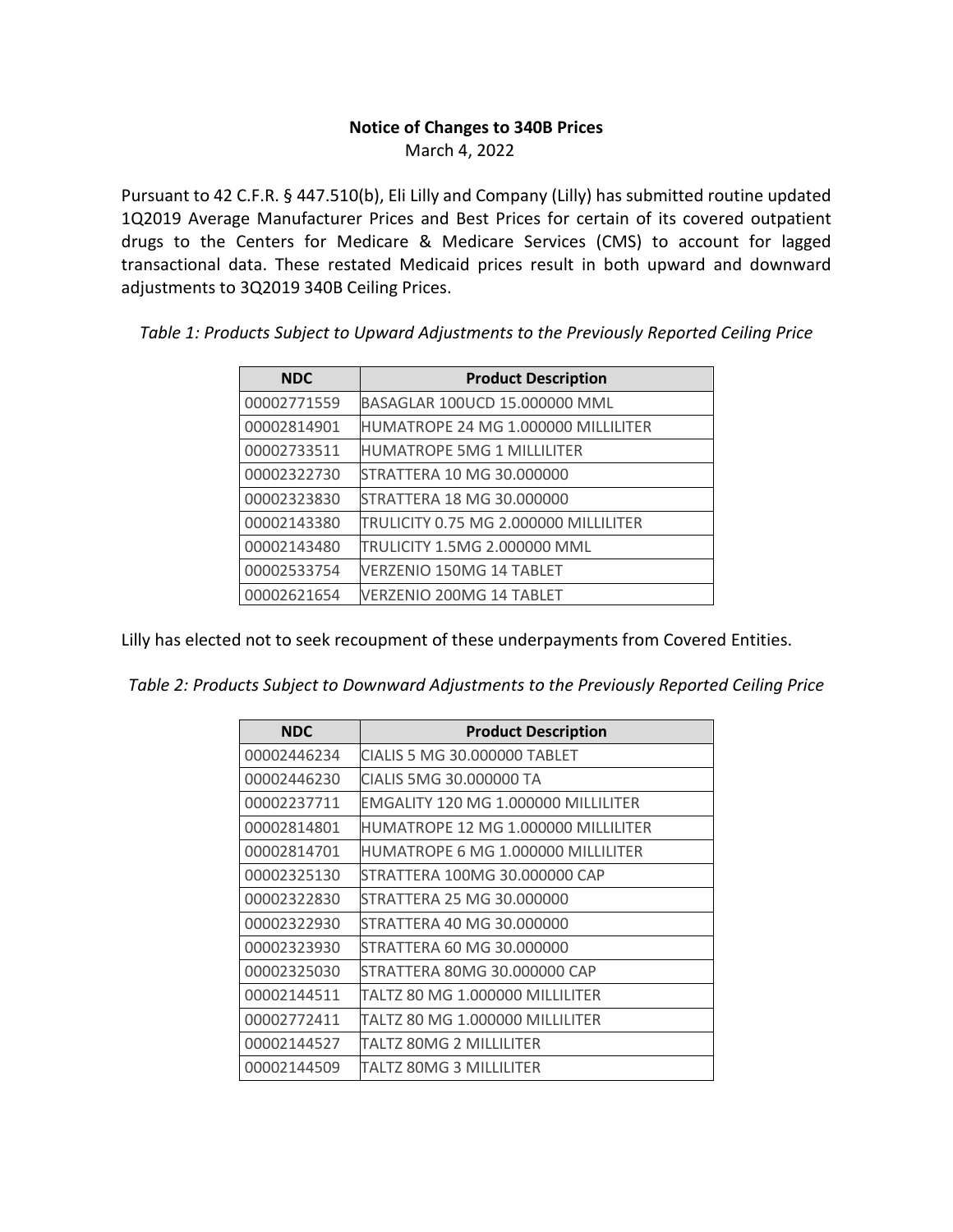**Notice of Changes to 340B Prices**

March 4, 2022

Pursuant to 42 C.F.R. § 447.510(b), Eli Lilly and Company (Lilly) has submitted routine updated 1Q2019 Average Manufacturer Prices and Best Prices for certain of its covered outpatient drugs to the Centers for Medicare & Medicare Services (CMS) to account for lagged transactional data. These restated Medicaid prices result in both upward and downward adjustments to 3Q2019 340B Ceiling Prices.

*Table 1: Products Subject to Upward Adjustments to the Previously Reported Ceiling Price*

| NDC | Product Description |
|---|---|
| 00002771559 | BASAGLAR 100UCD 15.000000 MML |
| 00002814901 | HUMATROPE 24 MG 1.000000 MILLILITER |
| 00002733511 | HUMATROPE 5MG 1 MILLILITER |
| 00002322730 | STRATTERA 10 MG 30.000000 |
| 00002323830 | STRATTERA 18 MG 30.000000 |
| 00002143380 | TRULICITY 0.75 MG 2.000000 MILLILITER |
| 00002143480 | TRULICITY 1.5MG 2.000000 MML |
| 00002533754 | VERZENIO 150MG 14 TABLET |
| 00002621654 | VERZENIO 200MG 14 TABLET |

Lilly has elected not to seek recoupment of these underpayments from Covered Entities.

*Table 2: Products Subject to Downward Adjustments to the Previously Reported Ceiling Price*

| NDC | Product Description |
|---|---|
| 00002446234 | CIALIS 5 MG 30.000000 TABLET |
| 00002446230 | CIALIS 5MG 30.000000 TA |
| 00002237711 | EMGALITY 120 MG 1.000000 MILLILITER |
| 00002814801 | HUMATROPE 12 MG 1.000000 MILLILITER |
| 00002814701 | HUMATROPE 6 MG 1.000000 MILLILITER |
| 00002325130 | STRATTERA 100MG 30.000000 CAP |
| 00002322830 | STRATTERA 25 MG 30.000000 |
| 00002322930 | STRATTERA 40 MG 30.000000 |
| 00002323930 | STRATTERA 60 MG 30.000000 |
| 00002325030 | STRATTERA 80MG 30.000000 CAP |
| 00002144511 | TALTZ 80 MG 1.000000 MILLILITER |
| 00002772411 | TALTZ 80 MG 1.000000 MILLILITER |
| 00002144527 | TALTZ 80MG 2 MILLILITER |
| 00002144509 | TALTZ 80MG 3 MILLILITER |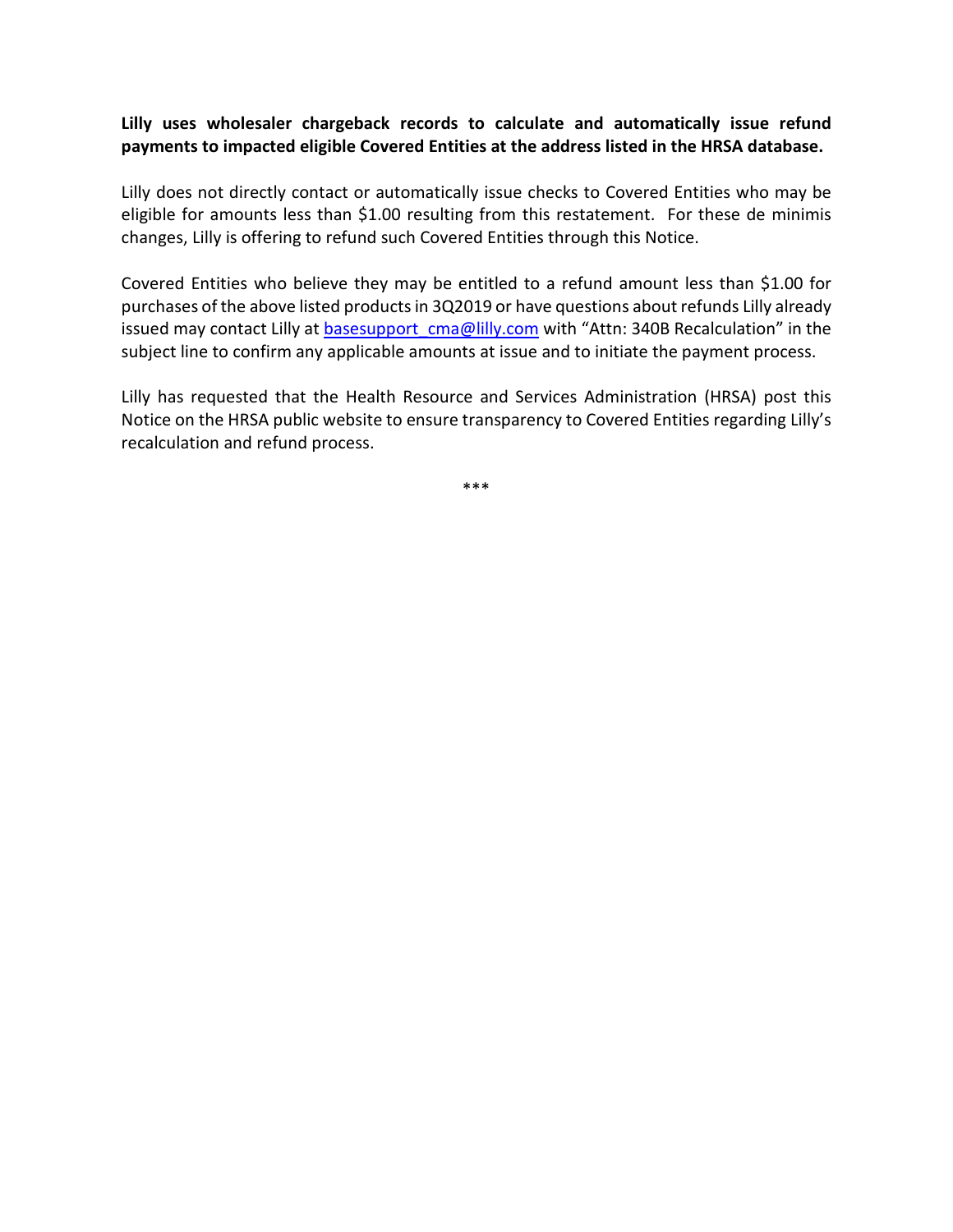**Lilly uses wholesaler chargeback records to calculate and automatically issue refund payments to impacted eligible Covered Entities at the address listed in the HRSA database.**

Lilly does not directly contact or automatically issue checks to Covered Entities who may be eligible for amounts less than $1.00 resulting from this restatement. For these de minimis changes, Lilly is offering to refund such Covered Entities through this Notice.

Covered Entities who believe they may be entitled to a refund amount less than $1.00 for purchases of the above listed products in 3Q2019 or have questions about refunds Lilly already issued may contact Lilly at basesupport_cma@lilly.com with "Attn: 340B Recalculation" in the subject line to confirm any applicable amounts at issue and to initiate the payment process.

Lilly has requested that the Health Resource and Services Administration (HRSA) post this Notice on the HRSA public website to ensure transparency to Covered Entities regarding Lilly's recalculation and refund process.

***